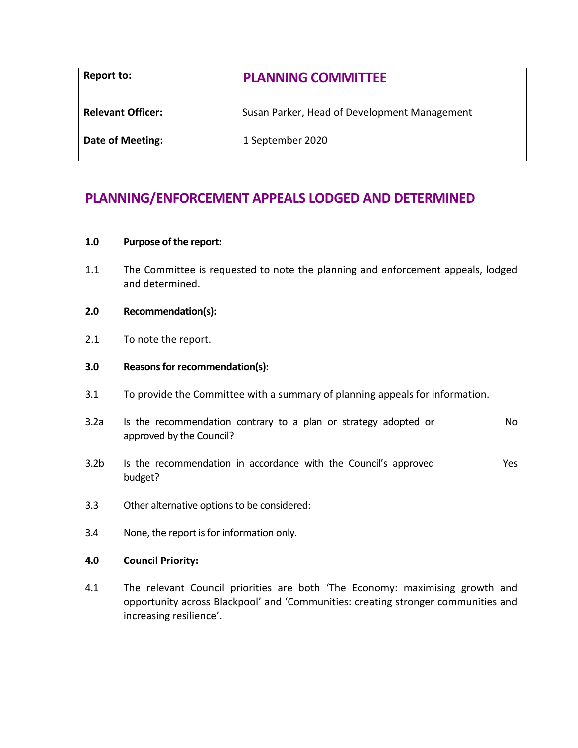| | |
|---|---|
| **Report to:** | **PLANNING COMMITTEE** |
| **Relevant Officer:** | Susan Parker, Head of Development Management |
| **Date of Meeting:** | 1 September 2020 |

# PLANNING/ENFORCEMENT APPEALS LODGED AND DETERMINED

**1.0 Purpose of the report:**

1.1 The Committee is requested to note the planning and enforcement appeals, lodged and determined.

**2.0 Recommendation(s):**

2.1 To note the report.

**3.0 Reasons for recommendation(s):**

3.1 To provide the Committee with a summary of planning appeals for information.

| | | |
|---|---|---|
| 3.2a | Is the recommendation contrary to a plan or strategy adopted or approved by the Council? | No |
| 3.2b | Is the recommendation in accordance with the Council's approved budget? | Yes |

3.3 Other alternative options to be considered:

3.4 None, the report is for information only.

**4.0 Council Priority:**

4.1 The relevant Council priorities are both 'The Economy: maximising growth and opportunity across Blackpool' and 'Communities: creating stronger communities and increasing resilience'.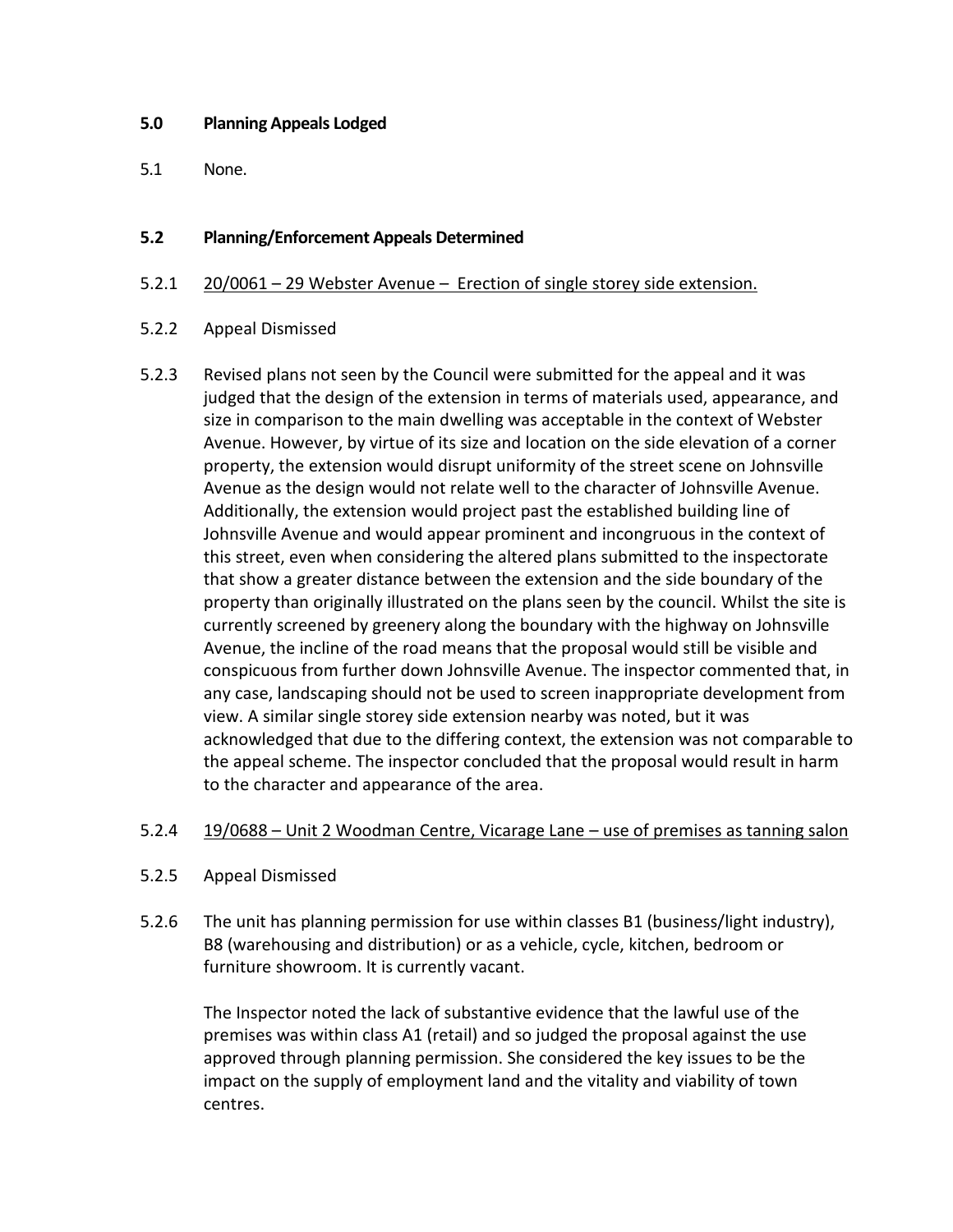**5.0 Planning Appeals Lodged**

5.1 None.

**5.2 Planning/Enforcement Appeals Determined**

5.2.1 <u>20/0061 – 29 Webster Avenue – Erection of single storey side extension.</u>

5.2.2 Appeal Dismissed

5.2.3 Revised plans not seen by the Council were submitted for the appeal and it was judged that the design of the extension in terms of materials used, appearance, and size in comparison to the main dwelling was acceptable in the context of Webster Avenue. However, by virtue of its size and location on the side elevation of a corner property, the extension would disrupt uniformity of the street scene on Johnsville Avenue as the design would not relate well to the character of Johnsville Avenue. Additionally, the extension would project past the established building line of Johnsville Avenue and would appear prominent and incongruous in the context of this street, even when considering the altered plans submitted to the inspectorate that show a greater distance between the extension and the side boundary of the property than originally illustrated on the plans seen by the council. Whilst the site is currently screened by greenery along the boundary with the highway on Johnsville Avenue, the incline of the road means that the proposal would still be visible and conspicuous from further down Johnsville Avenue. The inspector commented that, in any case, landscaping should not be used to screen inappropriate development from view. A similar single storey side extension nearby was noted, but it was acknowledged that due to the differing context, the extension was not comparable to the appeal scheme. The inspector concluded that the proposal would result in harm to the character and appearance of the area.

5.2.4 <u>19/0688 – Unit 2 Woodman Centre, Vicarage Lane – use of premises as tanning salon</u>

5.2.5 Appeal Dismissed

5.2.6 The unit has planning permission for use within classes B1 (business/light industry), B8 (warehousing and distribution) or as a vehicle, cycle, kitchen, bedroom or furniture showroom. It is currently vacant.

The Inspector noted the lack of substantive evidence that the lawful use of the premises was within class A1 (retail) and so judged the proposal against the use approved through planning permission. She considered the key issues to be the impact on the supply of employment land and the vitality and viability of town centres.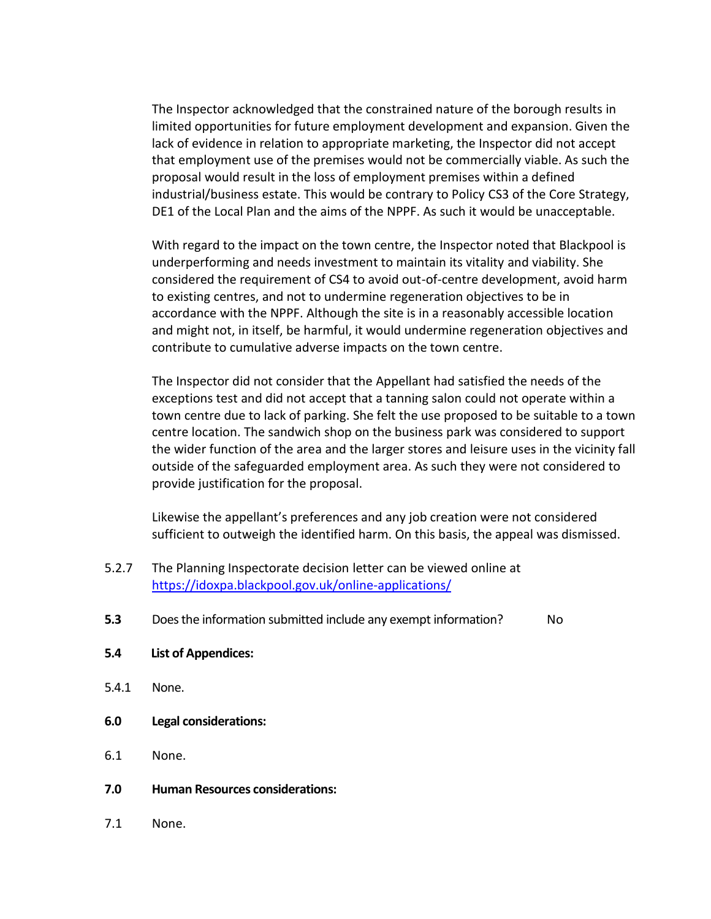The Inspector acknowledged that the constrained nature of the borough results in limited opportunities for future employment development and expansion. Given the lack of evidence in relation to appropriate marketing, the Inspector did not accept that employment use of the premises would not be commercially viable. As such the proposal would result in the loss of employment premises within a defined industrial/business estate. This would be contrary to Policy CS3 of the Core Strategy, DE1 of the Local Plan and the aims of the NPPF. As such it would be unacceptable.

With regard to the impact on the town centre, the Inspector noted that Blackpool is underperforming and needs investment to maintain its vitality and viability. She considered the requirement of CS4 to avoid out-of-centre development, avoid harm to existing centres, and not to undermine regeneration objectives to be in accordance with the NPPF. Although the site is in a reasonably accessible location and might not, in itself, be harmful, it would undermine regeneration objectives and contribute to cumulative adverse impacts on the town centre.

The Inspector did not consider that the Appellant had satisfied the needs of the exceptions test and did not accept that a tanning salon could not operate within a town centre due to lack of parking. She felt the use proposed to be suitable to a town centre location. The sandwich shop on the business park was considered to support the wider function of the area and the larger stores and leisure uses in the vicinity fall outside of the safeguarded employment area. As such they were not considered to provide justification for the proposal.

Likewise the appellant's preferences and any job creation were not considered sufficient to outweigh the identified harm. On this basis, the appeal was dismissed.

5.2.7 The Planning Inspectorate decision letter can be viewed online at [https://idoxpa.blackpool.gov.uk/online-applications/](https://idoxpa.blackpool.gov.uk/online-applications/)

**5.3** Does the information submitted include any exempt information? No

**5.4 List of Appendices:**

5.4.1 None.

**6.0 Legal considerations:**

6.1 None.

**7.0 Human Resources considerations:**

7.1 None.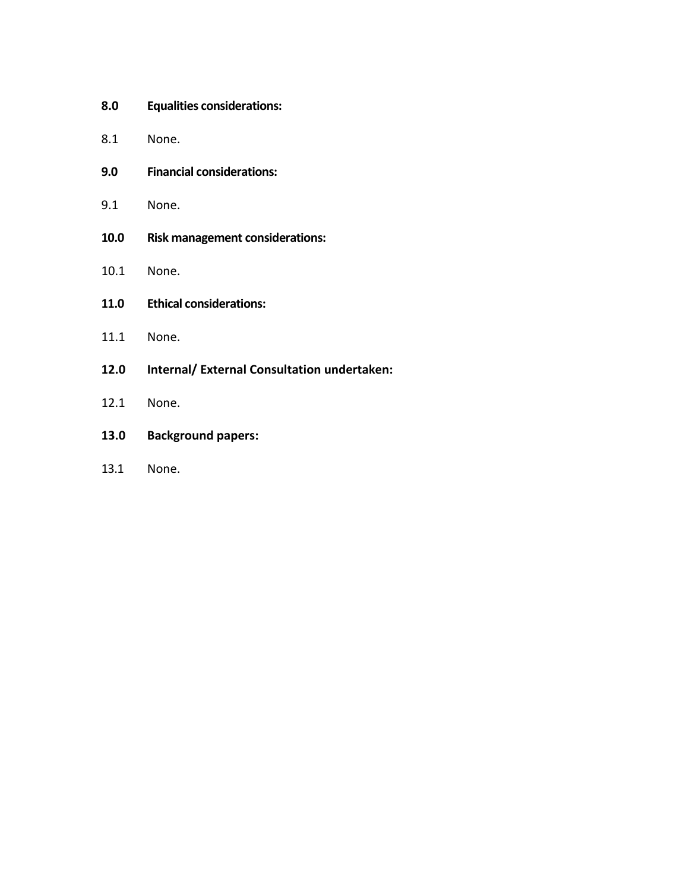**8.0 Equalities considerations:**

8.1 None.

**9.0 Financial considerations:**

9.1 None.

**10.0 Risk management considerations:**

10.1 None.

**11.0 Ethical considerations:**

11.1 None.

**12.0 Internal/ External Consultation undertaken:**

12.1 None.

**13.0 Background papers:**

13.1 None.